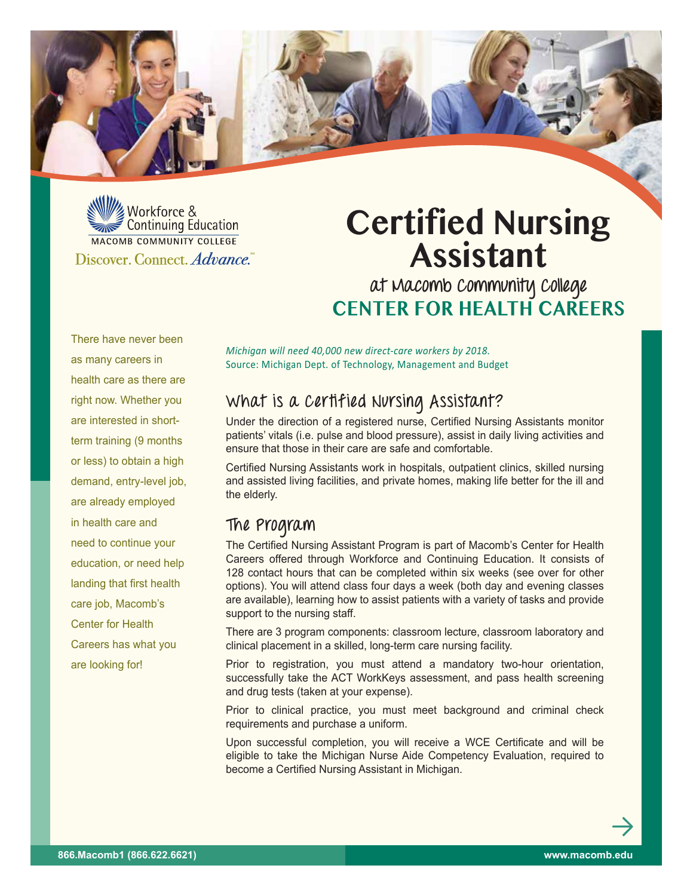Workforce & Continuing Education
MACOMB COMMUNITY COLLEGE
Discover. Connect. *Advance.*

# Certified Nursing Assistant

## at Macomb Community College CENTER FOR HEALTH CAREERS

There have never been as many careers in health care as there are right now. Whether you are interested in short-term training (9 months or less) to obtain a high demand, entry-level job, are already employed in health care and need to continue your education, or need help landing that first health care job, Macomb's Center for Health Careers has what you are looking for!

*Michigan will need 40,000 new direct-care workers by 2018.*
Source: Michigan Dept. of Technology, Management and Budget

## What is a Certified Nursing Assistant?

Under the direction of a registered nurse, Certified Nursing Assistants monitor patients' vitals (i.e. pulse and blood pressure), assist in daily living activities and ensure that those in their care are safe and comfortable.

Certified Nursing Assistants work in hospitals, outpatient clinics, skilled nursing and assisted living facilities, and private homes, making life better for the ill and the elderly.

## The Program

The Certified Nursing Assistant Program is part of Macomb's Center for Health Careers offered through Workforce and Continuing Education. It consists of 128 contact hours that can be completed within six weeks (see over for other options). You will attend class four days a week (both day and evening classes are available), learning how to assist patients with a variety of tasks and provide support to the nursing staff.

There are 3 program components: classroom lecture, classroom laboratory and clinical placement in a skilled, long-term care nursing facility.

Prior to registration, you must attend a mandatory two-hour orientation, successfully take the ACT WorkKeys assessment, and pass health screening and drug tests (taken at your expense).

Prior to clinical practice, you must meet background and criminal check requirements and purchase a uniform.

Upon successful completion, you will receive a WCE Certificate and will be eligible to take the Michigan Nurse Aide Competency Evaluation, required to become a Certified Nursing Assistant in Michigan.

**866.Macomb1 (866.622.6621)** **www.macomb.edu**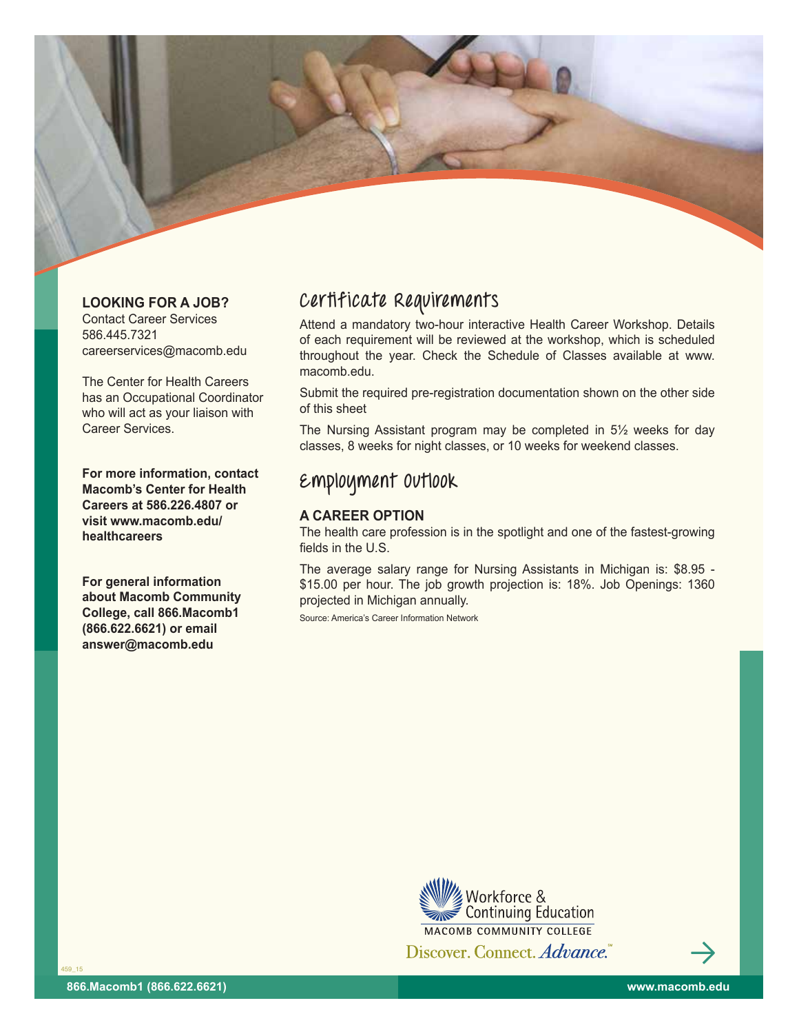**LOOKING FOR A JOB?**
Contact Career Services
586.445.7321
careerservices@macomb.edu

The Center for Health Careers has an Occupational Coordinator who will act as your liaison with Career Services.

**For more information, contact Macomb's Center for Health Careers at 586.226.4807 or visit www.macomb.edu/healthcareers**

**For general information about Macomb Community College, call 866.Macomb1 (866.622.6621) or email answer@macomb.edu**

## Certificate Requirements

Attend a mandatory two-hour interactive Health Career Workshop. Details of each requirement will be reviewed at the workshop, which is scheduled throughout the year. Check the Schedule of Classes available at www.macomb.edu.

Submit the required pre-registration documentation shown on the other side of this sheet

The Nursing Assistant program may be completed in 5½ weeks for day classes, 8 weeks for night classes, or 10 weeks for weekend classes.

## Employment Outlook

### A CAREER OPTION

The health care profession is in the spotlight and one of the fastest-growing fields in the U.S.

The average salary range for Nursing Assistants in Michigan is: $8.95 - $15.00 per hour. The job growth projection is: 18%. Job Openings: 1360 projected in Michigan annually.

Source: America's Career Information Network

Workforce & Continuing Education
MACOMB COMMUNITY COLLEGE
Discover. Connect. *Advance.*℠

459_15

866.Macomb1 (866.622.6621)

www.macomb.edu